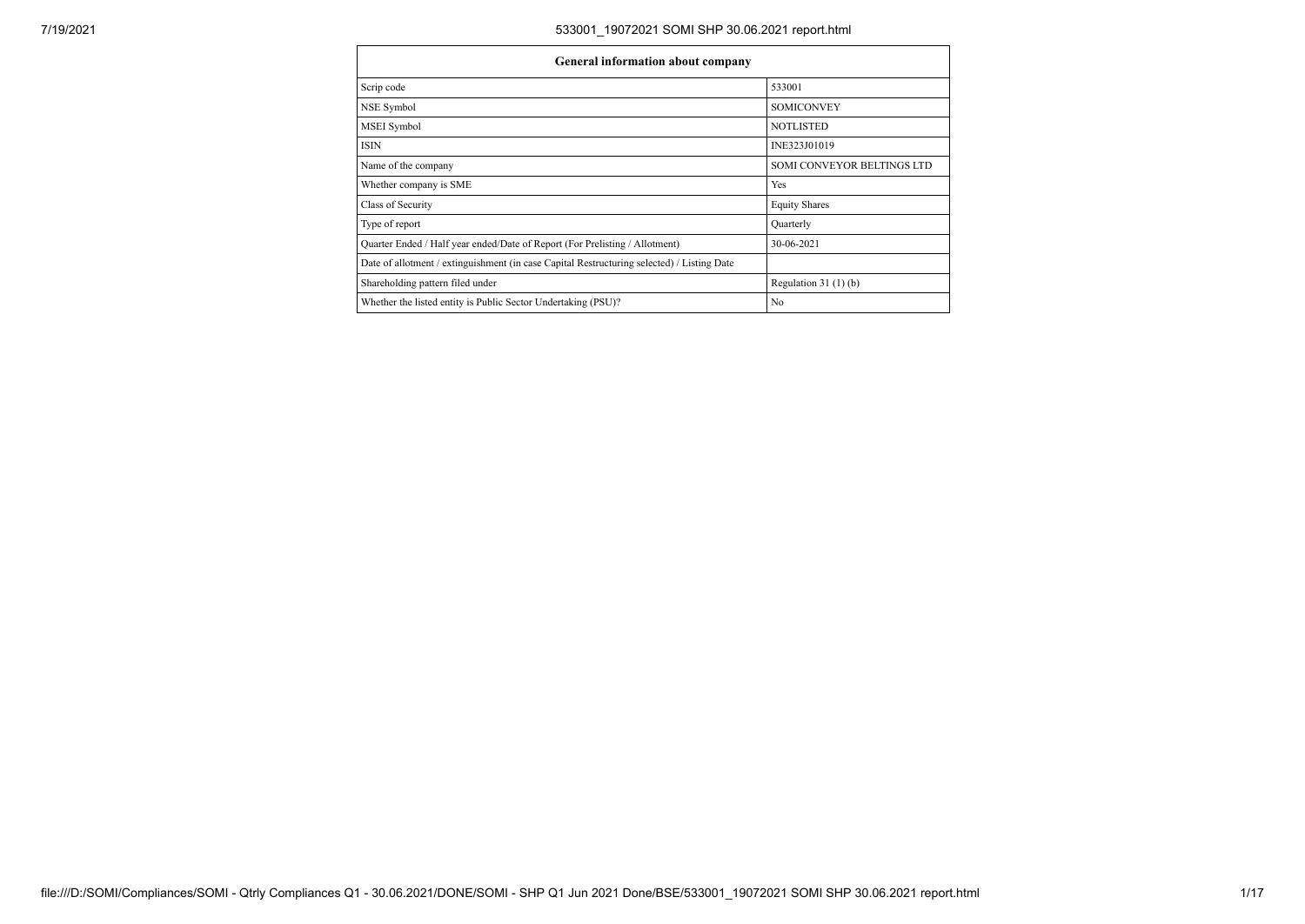| General information about company | |
|---|---|
| Scrip code | 533001 |
| NSE Symbol | SOMICONVEY |
| MSEI Symbol | NOTLISTED |
| ISIN | INE323J01019 |
| Name of the company | SOMI CONVEYOR BELTINGS LTD |
| Whether company is SME | Yes |
| Class of Security | Equity Shares |
| Type of report | Quarterly |
| Quarter Ended / Half year ended/Date of Report (For Prelisting / Allotment) | 30-06-2021 |
| Date of allotment / extinguishment (in case Capital Restructuring selected) / Listing Date | |
| Shareholding pattern filed under | Regulation 31 (1) (b) |
| Whether the listed entity is Public Sector Undertaking (PSU)? | No |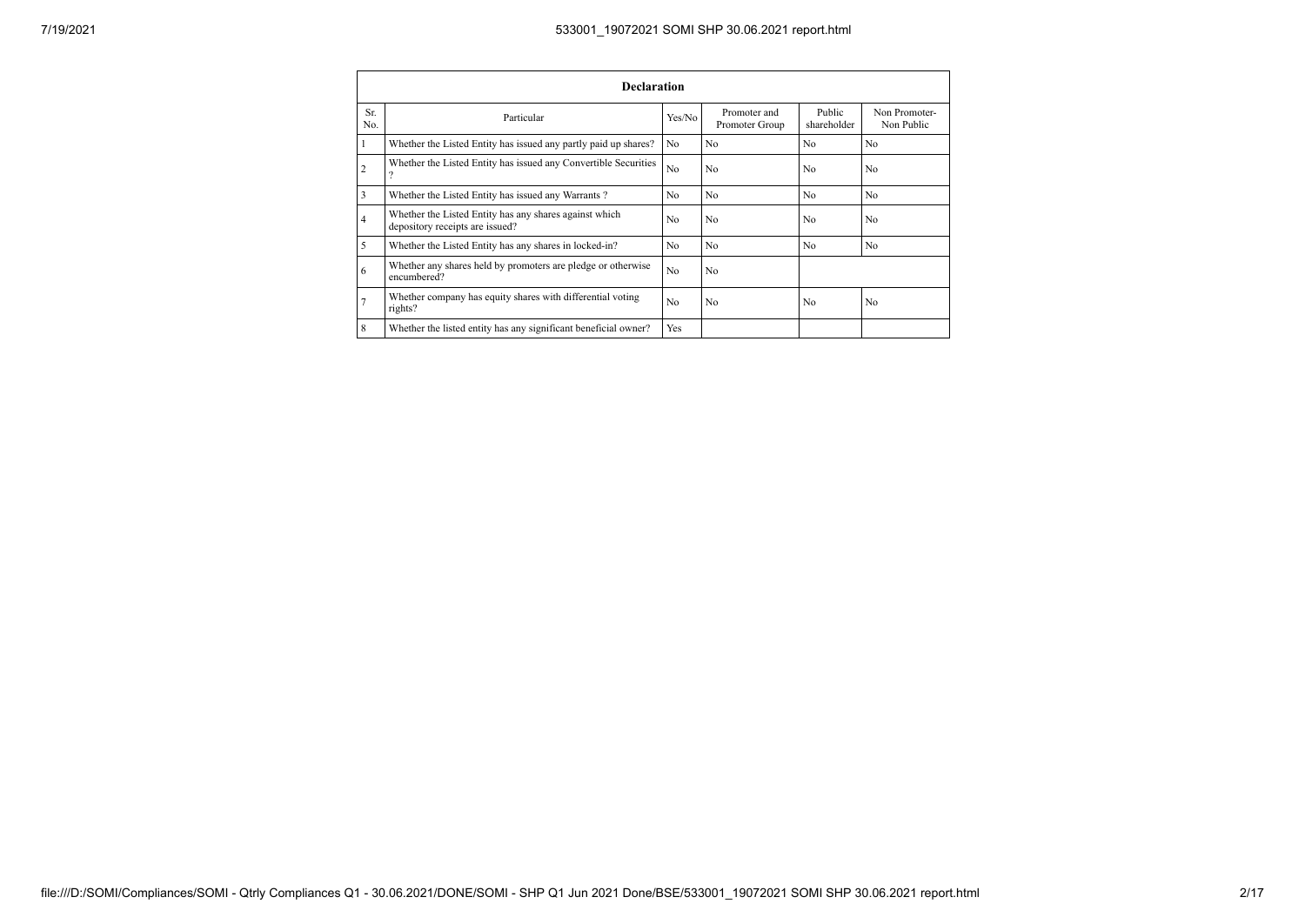| Declaration | | | | | |
|---|---|---|---|---|---|
| Sr. No. | Particular | Yes/No | Promoter and Promoter Group | Public shareholder | Non Promoter-Non Public |
| 1 | Whether the Listed Entity has issued any partly paid up shares? | No | No | No | No |
| 2 | Whether the Listed Entity has issued any Convertible Securities ? | No | No | No | No |
| 3 | Whether the Listed Entity has issued any Warrants ? | No | No | No | No |
| 4 | Whether the Listed Entity has any shares against which depository receipts are issued? | No | No | No | No |
| 5 | Whether the Listed Entity has any shares in locked-in? | No | No | No | No |
| 6 | Whether any shares held by promoters are pledge or otherwise encumbered? | No | No | | |
| 7 | Whether company has equity shares with differential voting rights? | No | No | No | No |
| 8 | Whether the listed entity has any significant beneficial owner? | Yes | | | |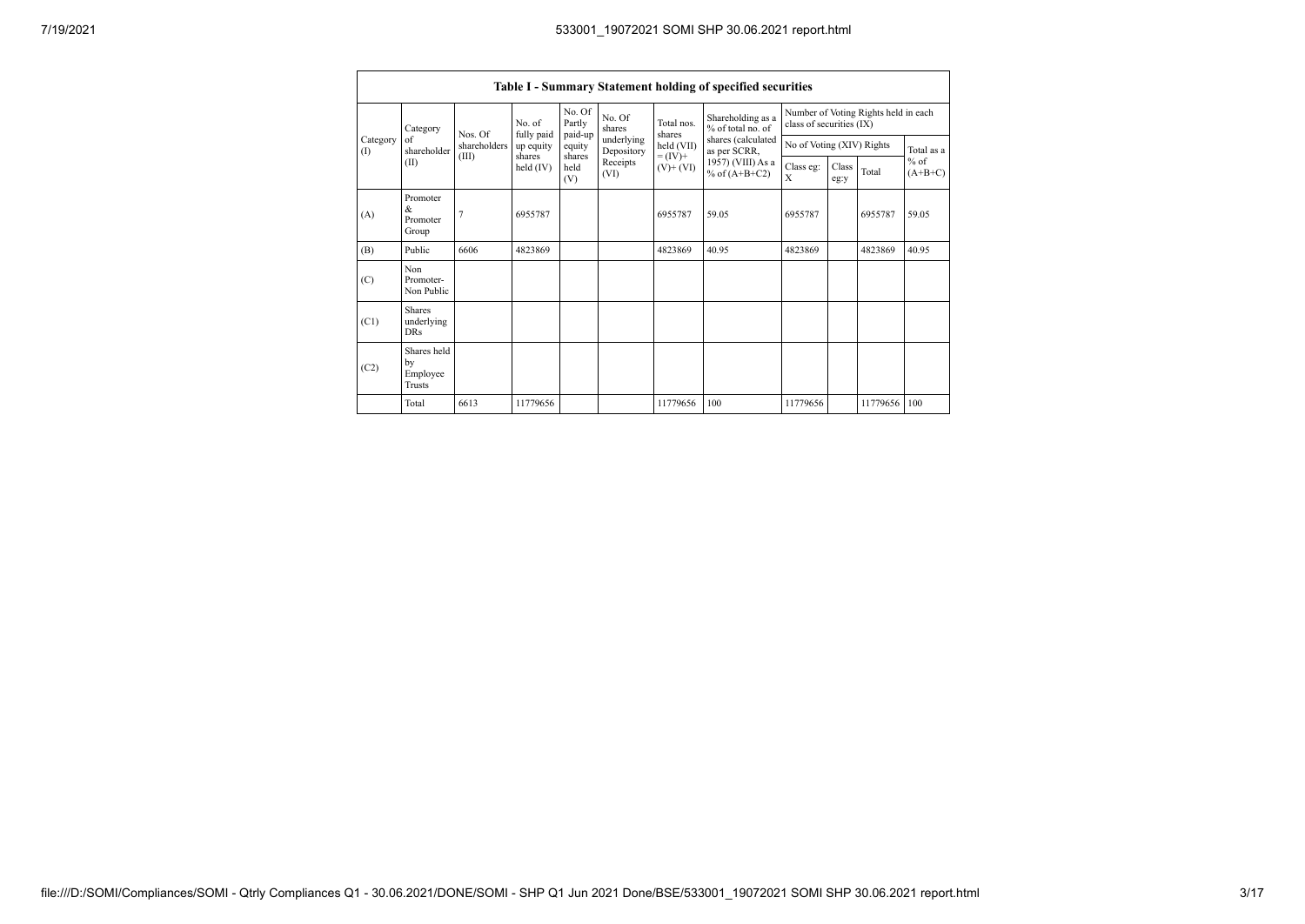| Table I - Summary Statement holding of specified securities | | | | | | | | | | | | |
|---|---|---|---|---|---|---|---|---|---|---|---|---|
| Category (I) | Category of shareholder (II) | Nos. Of shareholders (III) | No. of fully paid up equity shares held (IV) | No. Of Partly paid-up equity shares held (V) | No. Of shares underlying Depository Receipts (VI) | Total nos. shares held (VII) = (IV)+ (V)+ (VI) | Shareholding as a % of total no. of shares (calculated as per SCRR, 1957) (VIII) As a % of (A+B+C2) | Number of Voting Rights held in each class of securities (IX) | | | |
| | | | | | | | | No of Voting (XIV) Rights | | | Total as a % of (A+B+C) |
| | | | | | | | | Class eg: X | Class eg:y | Total | |
| (A) | Promoter & Promoter Group | 7 | 6955787 | | | 6955787 | 59.05 | 6955787 | | 6955787 | 59.05 |
| (B) | Public | 6606 | 4823869 | | | 4823869 | 40.95 | 4823869 | | 4823869 | 40.95 |
| (C) | Non Promoter- Non Public | | | | | | | | | | |
| (C1) | Shares underlying DRs | | | | | | | | | | |
| (C2) | Shares held by Employee Trusts | | | | | | | | | | |
| | Total | 6613 | 11779656 | | | 11779656 | 100 | 11779656 | | 11779656 | 100 |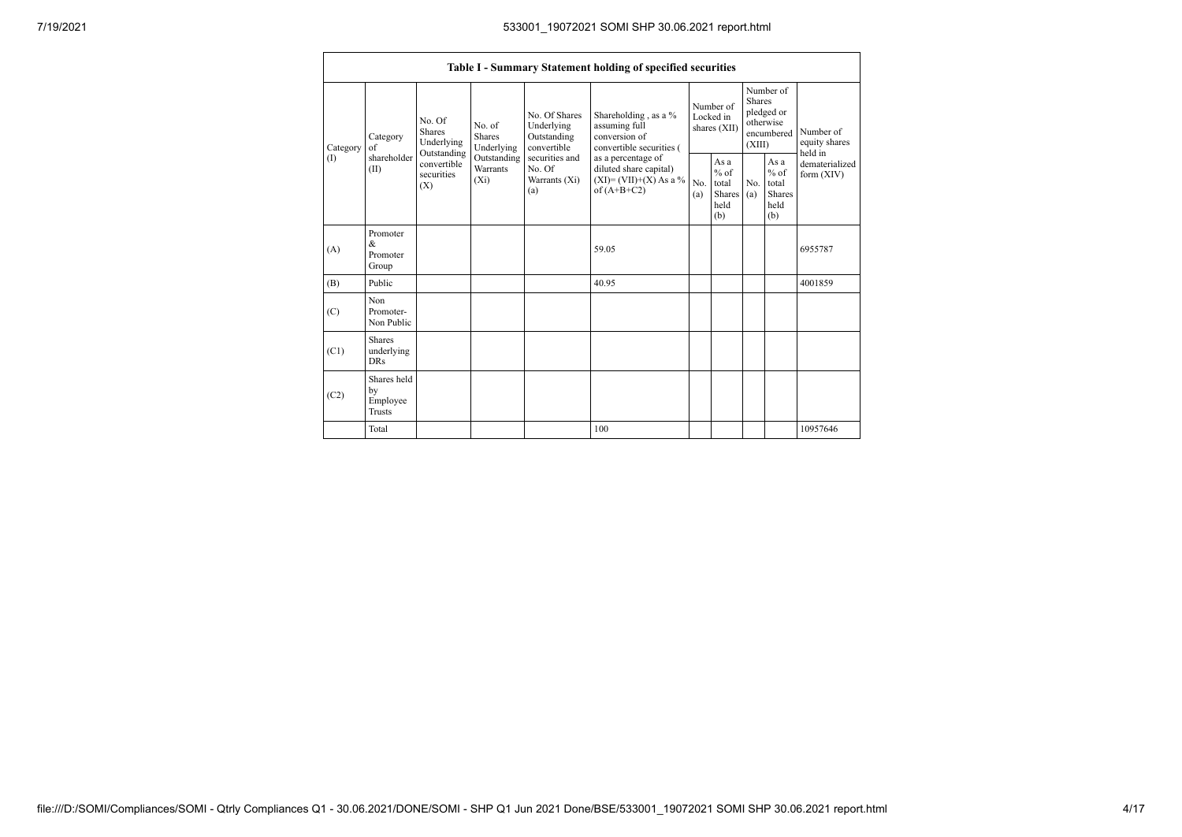| Table I - Summary Statement holding of specified securities | | | | | | | | | | | |
|---|---|---|---|---|---|---|---|---|---|---|---|
| Category (I) | Category of shareholder (II) | No. Of Shares Underlying Outstanding convertible securities (X) | No. of Shares Underlying Outstanding Warrants (Xi) | No. Of Shares Underlying Outstanding convertible securities and No. Of Warrants (Xi) (a) | Shareholding , as a % assuming full conversion of convertible securities ( as a percentage of diluted share capital) (XI)= (VII)+(X) As a % of (A+B+C2) | Number of Locked in shares (XII) | | Number of Shares pledged or otherwise encumbered (XIII) | | Number of equity shares held in dematerialized form (XIV) |
| | | | | | | No. (a) | As a % of total Shares held (b) | No. (a) | As a % of total Shares held (b) | |
| (A) | Promoter & Promoter Group | | | | 59.05 | | | | | 6955787 |
| (B) | Public | | | | 40.95 | | | | | 4001859 |
| (C) | Non Promoter- Non Public | | | | | | | | | |
| (C1) | Shares underlying DRs | | | | | | | | | |
| (C2) | Shares held by Employee Trusts | | | | | | | | | |
| | Total | | | | 100 | | | | | 10957646 |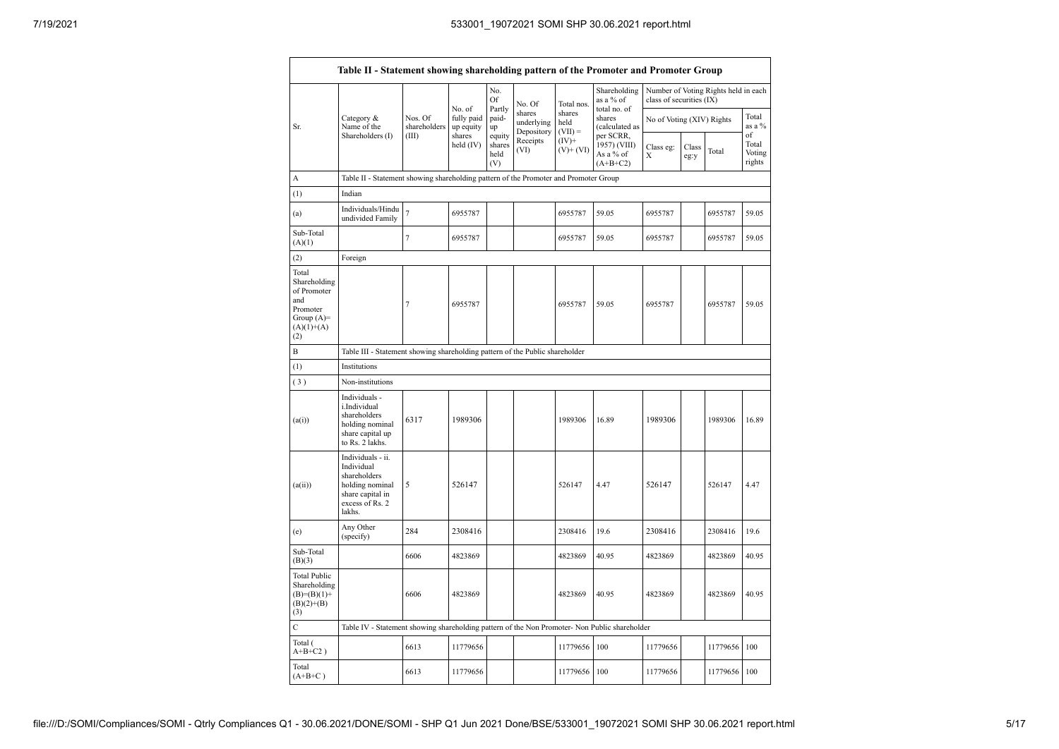| Table II - Statement showing shareholding pattern of the Promoter and Promoter Group | | | | | | | | | | | | |
|---|---|---|---|---|---|---|---|---|---|---|---|---|
| Sr. | Category & Name of the Shareholders (I) | Nos. Of shareholders (III) | No. of fully paid up equity shares held (IV) | No. Of Partly paid-up equity shares held (V) | No. Of shares underlying Depository Receipts (VI) | Total nos. shares held (VII) = (IV)+ (V)+ (VI) | Shareholding as a % of total no. of shares (calculated as per SCRR, 1957) (VIII) As a % of (A+B+C2) | Number of Voting Rights held in each class of securities (IX) | | | | |
| | | | | | | | | No of Voting (XIV) Rights | | | Total as a % of Total Voting rights |
| | | | | | | | | Class eg: X | Class eg:y | Total | |
| A | Table II - Statement showing shareholding pattern of the Promoter and Promoter Group | | | | | | | | | | | |
| (1) | Indian | | | | | | | | | | | |
| (a) | Individuals/Hindu undivided Family | 7 | 6955787 | | | 6955787 | 59.05 | 6955787 | | 6955787 | 59.05 |
| Sub-Total (A)(1) | | 7 | 6955787 | | | 6955787 | 59.05 | 6955787 | | 6955787 | 59.05 |
| (2) | Foreign | | | | | | | | | | | |
| Total Shareholding of Promoter and Promoter Group (A)= (A)(1)+(A)(2) | | 7 | 6955787 | | | 6955787 | 59.05 | 6955787 | | 6955787 | 59.05 |
| B | Table III - Statement showing shareholding pattern of the Public shareholder | | | | | | | | | | | |
| (1) | Institutions | | | | | | | | | | | |
| (3) | Non-institutions | | | | | | | | | | | |
| (a(i)) | Individuals - i.Individual shareholders holding nominal share capital up to Rs. 2 lakhs. | 6317 | 1989306 | | | 1989306 | 16.89 | 1989306 | | 1989306 | 16.89 |
| (a(ii)) | Individuals - ii. Individual shareholders holding nominal share capital in excess of Rs. 2 lakhs. | 5 | 526147 | | | 526147 | 4.47 | 526147 | | 526147 | 4.47 |
| (e) | Any Other (specify) | 284 | 2308416 | | | 2308416 | 19.6 | 2308416 | | 2308416 | 19.6 |
| Sub-Total (B)(3) | | 6606 | 4823869 | | | 4823869 | 40.95 | 4823869 | | 4823869 | 40.95 |
| Total Public Shareholding (B)=(B)(1)+(B)(2)+(B)(3) | | 6606 | 4823869 | | | 4823869 | 40.95 | 4823869 | | 4823869 | 40.95 |
| C | Table IV - Statement showing shareholding pattern of the Non Promoter- Non Public shareholder | | | | | | | | | | | |
| Total ( A+B+C2 ) | | 6613 | 11779656 | | | 11779656 | 100 | 11779656 | | 11779656 | 100 |
| Total (A+B+C ) | | 6613 | 11779656 | | | 11779656 | 100 | 11779656 | | 11779656 | 100 |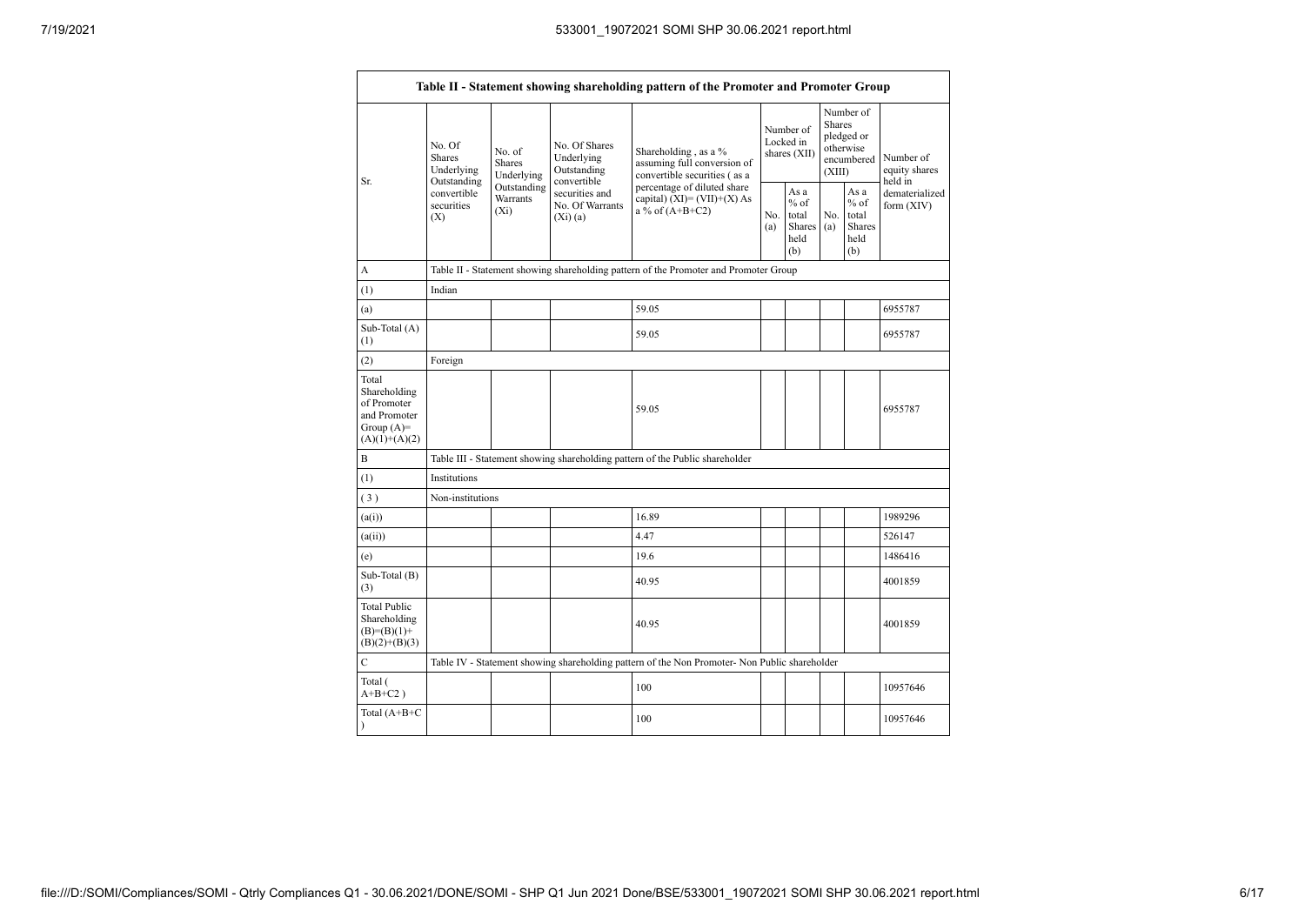| Table II - Statement showing shareholding pattern of the Promoter and Promoter Group | | | | | | | | | | |
|---|---|---|---|---|---|---|---|---|---|---|
| Sr. | No. Of Shares Underlying Outstanding convertible securities (X) | No. of Shares Underlying Outstanding Warrants (Xi) | No. Of Shares Underlying Outstanding convertible securities and No. Of Warrants (Xi) (a) | Shareholding , as a % assuming full conversion of convertible securities ( as a percentage of diluted share capital) (XI)= (VII)+(X) As a % of (A+B+C2) | Number of Locked in shares (XII) | | Number of Shares pledged or otherwise encumbered (XIII) | | Number of equity shares held in dematerialized form (XIV) |
| | | | | | No. (a) | As a % of total Shares held (b) | No. (a) | As a % of total Shares held (b) | |
| A | Table II - Statement showing shareholding pattern of the Promoter and Promoter Group | | | | | | | | |
| (1) | Indian | | | | | | | | |
| (a) | | | | 59.05 | | | | | 6955787 |
| Sub-Total (A) (1) | | | | 59.05 | | | | | 6955787 |
| (2) | Foreign | | | | | | | | |
| Total Shareholding of Promoter and Promoter Group (A)= (A)(1)+(A)(2) | | | | 59.05 | | | | | 6955787 |
| B | Table III - Statement showing shareholding pattern of the Public shareholder | | | | | | | | |
| (1) | Institutions | | | | | | | | |
| ( 3 ) | Non-institutions | | | | | | | | |
| (a(i)) | | | | 16.89 | | | | | 1989296 |
| (a(ii)) | | | | 4.47 | | | | | 526147 |
| (e) | | | | 19.6 | | | | | 1486416 |
| Sub-Total (B) (3) | | | | 40.95 | | | | | 4001859 |
| Total Public Shareholding (B)=(B)(1)+ (B)(2)+(B)(3) | | | | 40.95 | | | | | 4001859 |
| C | Table IV - Statement showing shareholding pattern of the Non Promoter- Non Public shareholder | | | | | | | | |
| Total ( A+B+C2 ) | | | | 100 | | | | | 10957646 |
| Total (A+B+C ) | | | | 100 | | | | | 10957646 |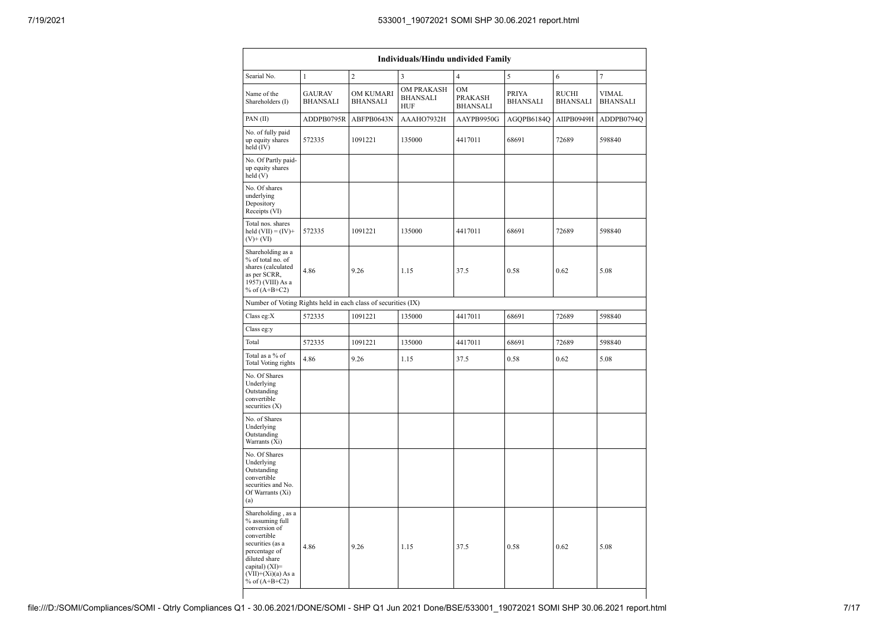| Individuals/Hindu undivided Family | | | | | | | |
|---|---|---|---|---|---|---|---|
| Searial No. | 1 | 2 | 3 | 4 | 5 | 6 | 7 |
| Name of the Shareholders (I) | GAURAV BHANSALI | OM KUMARI BHANSALI | OM PRAKASH BHANSALI HUF | OM PRAKASH BHANSALI | PRIYA BHANSALI | RUCHI BHANSALI | VIMAL BHANSALI |
| PAN (II) | ADDPB0795R | ABFPB0643N | AAAHO7932H | AAYPB9950G | AGQPB6184Q | AIIPB0949H | ADDPB0794Q |
| No. of fully paid up equity shares held (IV) | 572335 | 1091221 | 135000 | 4417011 | 68691 | 72689 | 598840 |
| No. Of Partly paid-up equity shares held (V) | | | | | | | |
| No. Of shares underlying Depository Receipts (VI) | | | | | | | |
| Total nos. shares held (VII) = (IV)+ (V)+ (VI) | 572335 | 1091221 | 135000 | 4417011 | 68691 | 72689 | 598840 |
| Shareholding as a % of total no. of shares (calculated as per SCRR, 1957) (VIII) As a % of (A+B+C2) | 4.86 | 9.26 | 1.15 | 37.5 | 0.58 | 0.62 | 5.08 |
| Number of Voting Rights held in each class of securities (IX) | | | | | | | |
| Class eg:X | 572335 | 1091221 | 135000 | 4417011 | 68691 | 72689 | 598840 |
| Class eg:y | | | | | | | |
| Total | 572335 | 1091221 | 135000 | 4417011 | 68691 | 72689 | 598840 |
| Total as a % of Total Voting rights | 4.86 | 9.26 | 1.15 | 37.5 | 0.58 | 0.62 | 5.08 |
| No. Of Shares Underlying Outstanding convertible securities (X) | | | | | | | |
| No. of Shares Underlying Outstanding Warrants (Xi) | | | | | | | |
| No. Of Shares Underlying Outstanding convertible securities and No. Of Warrants (Xi) (a) | | | | | | | |
| Shareholding , as a % assuming full conversion of convertible securities (as a percentage of diluted share capital) (XI)= (VII)+(Xi)(a) As a % of (A+B+C2) | 4.86 | 9.26 | 1.15 | 37.5 | 0.58 | 0.62 | 5.08 |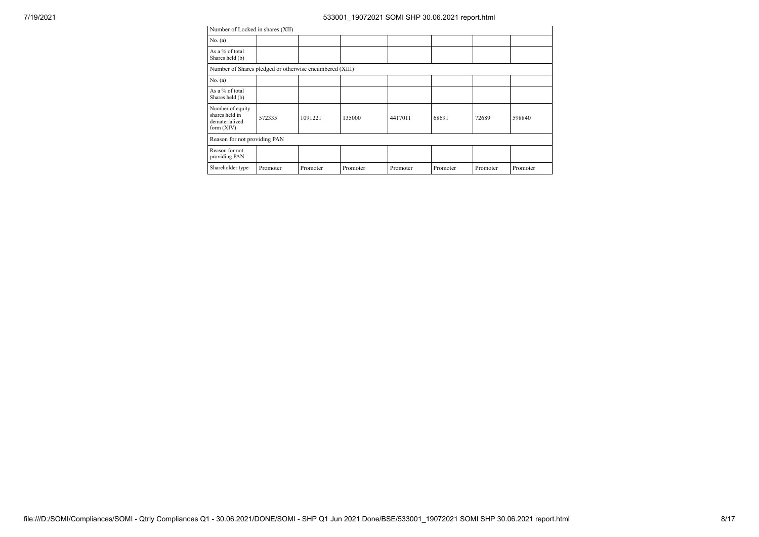| Number of Locked in shares (XII) | | | | | | | |
|---|---|---|---|---|---|---|---|
| No. (a) | | | | | | | |
| As a % of total Shares held (b) | | | | | | | |
| Number of Shares pledged or otherwise encumbered (XIII) | | | | | | | |
| No. (a) | | | | | | | |
| As a % of total Shares held (b) | | | | | | | |
| Number of equity shares held in dematerialized form (XIV) | 572335 | 1091221 | 135000 | 4417011 | 68691 | 72689 | 598840 |
| Reason for not providing PAN | | | | | | | |
| Reason for not providing PAN | | | | | | | |
| Shareholder type | Promoter | Promoter | Promoter | Promoter | Promoter | Promoter | Promoter |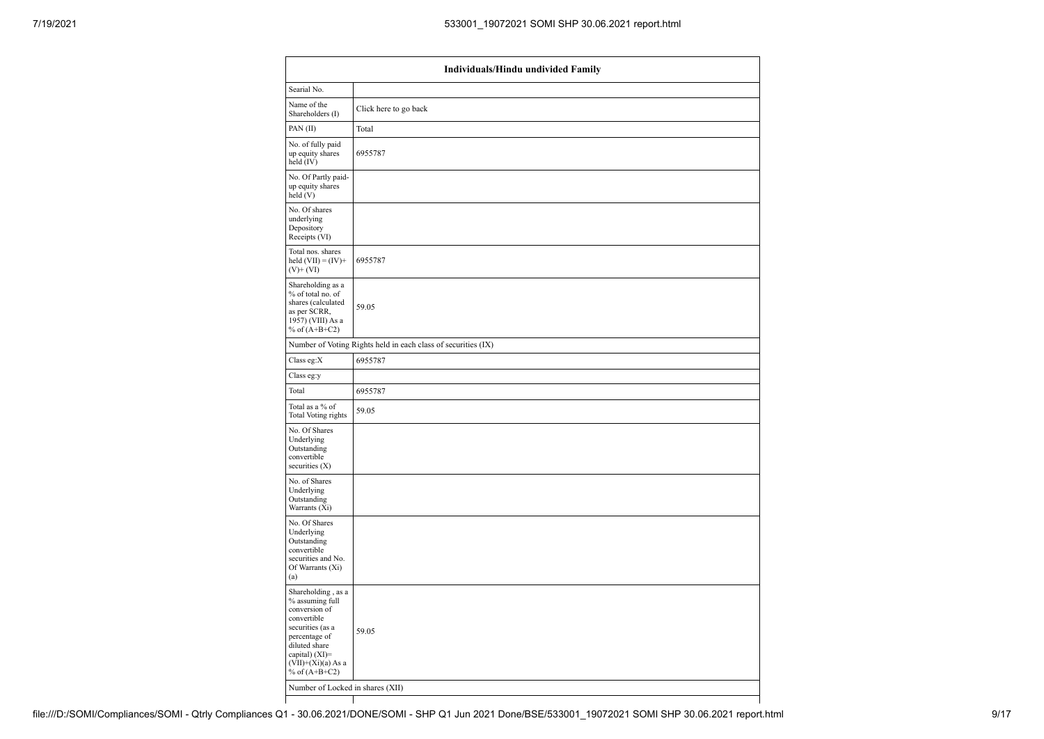| Individuals/Hindu undivided Family | |
|---|---|
| Searial No. | |
| Name of the Shareholders (I) | Click here to go back |
| PAN (II) | Total |
| No. of fully paid up equity shares held (IV) | 6955787 |
| No. Of Partly paid-up equity shares held (V) | |
| No. Of shares underlying Depository Receipts (VI) | |
| Total nos. shares held (VII) = (IV)+(V)+ (VI) | 6955787 |
| Shareholding as a % of total no. of shares (calculated as per SCRR, 1957) (VIII) As a % of (A+B+C2) | 59.05 |
| Number of Voting Rights held in each class of securities (IX) | |
| Class eg:X | 6955787 |
| Class eg:y | |
| Total | 6955787 |
| Total as a % of Total Voting rights | 59.05 |
| No. Of Shares Underlying Outstanding convertible securities (X) | |
| No. of Shares Underlying Outstanding Warrants (Xi) | |
| No. Of Shares Underlying Outstanding convertible securities and No. Of Warrants (Xi) (a) | |
| Shareholding , as a % assuming full conversion of convertible securities (as a percentage of diluted share capital) (XI)= (VII)+(Xi)(a) As a % of (A+B+C2) | 59.05 |
| Number of Locked in shares (XII) | |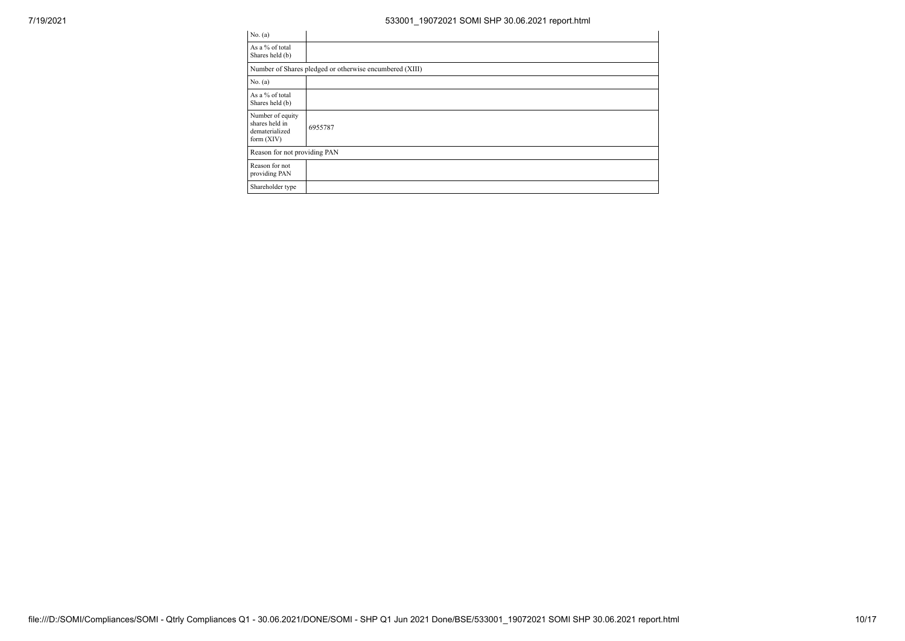| No. (a) | |
|---|---|
| As a % of total Shares held (b) | |
| Number of Shares pledged or otherwise encumbered (XIII) | |
| No. (a) | |
| As a % of total Shares held (b) | |
| Number of equity shares held in dematerialized form (XIV) | 6955787 |
| Reason for not providing PAN | |
| Reason for not providing PAN | |
| Shareholder type | |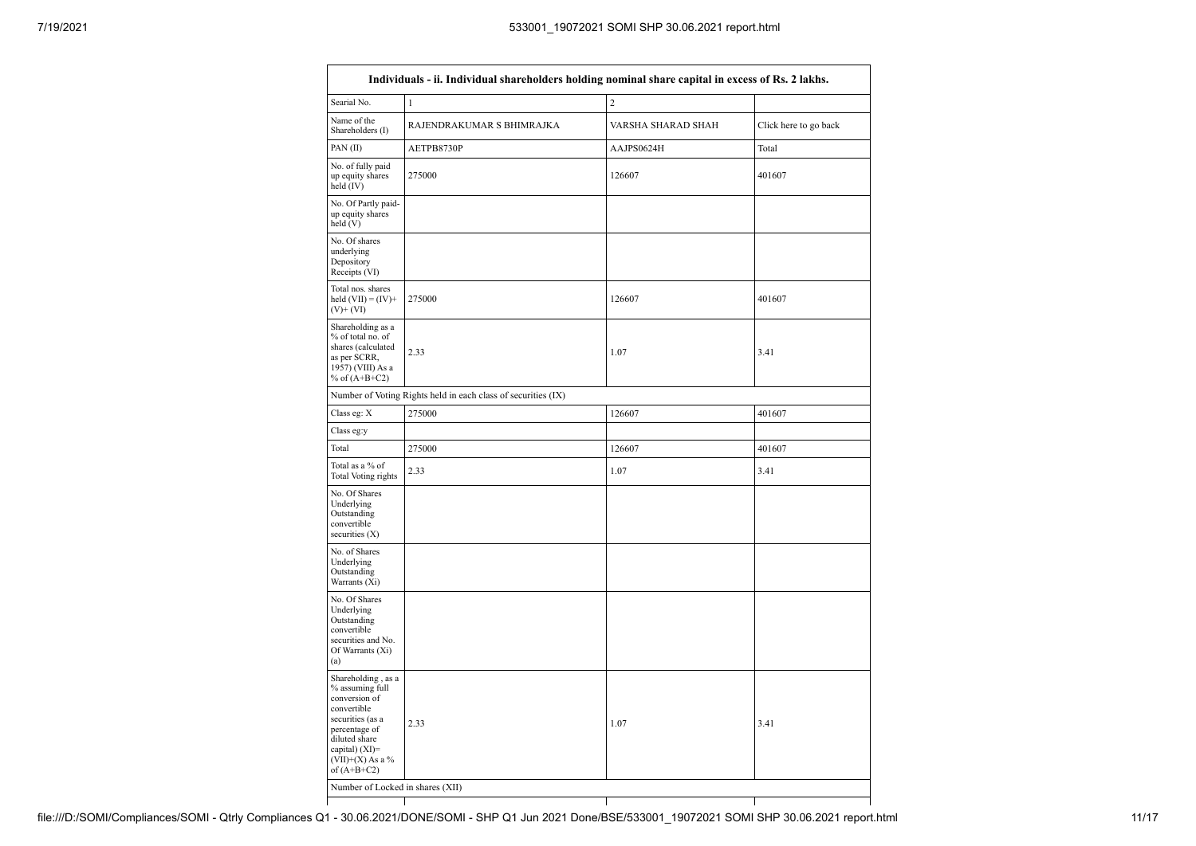| Individuals - ii. Individual shareholders holding nominal share capital in excess of Rs. 2 lakhs. | | | |
|---|---|---|---|
| Searial No. | 1 | 2 | |
| Name of the Shareholders (I) | RAJENDRAKUMAR S BHIMRAJKA | VARSHA SHARAD SHAH | Click here to go back |
| PAN (II) | AETPB8730P | AAJPS0624H | Total |
| No. of fully paid up equity shares held (IV) | 275000 | 126607 | 401607 |
| No. Of Partly paid-up equity shares held (V) | | | |
| No. Of shares underlying Depository Receipts (VI) | | | |
| Total nos. shares held (VII) = (IV)+(V)+ (VI) | 275000 | 126607 | 401607 |
| Shareholding as a % of total no. of shares (calculated as per SCRR, 1957) (VIII) As a % of (A+B+C2) | 2.33 | 1.07 | 3.41 |
| Number of Voting Rights held in each class of securities (IX) | | | |
| Class eg: X | 275000 | 126607 | 401607 |
| Class eg:y | | | |
| Total | 275000 | 126607 | 401607 |
| Total as a % of Total Voting rights | 2.33 | 1.07 | 3.41 |
| No. Of Shares Underlying Outstanding convertible securities (X) | | | |
| No. of Shares Underlying Outstanding Warrants (Xi) | | | |
| No. Of Shares Underlying Outstanding convertible securities and No. Of Warrants (Xi) (a) | | | |
| Shareholding , as a % assuming full conversion of convertible securities (as a percentage of diluted share capital) (XI)= (VII)+(X) As a % of (A+B+C2) | 2.33 | 1.07 | 3.41 |
| Number of Locked in shares (XII) | | | |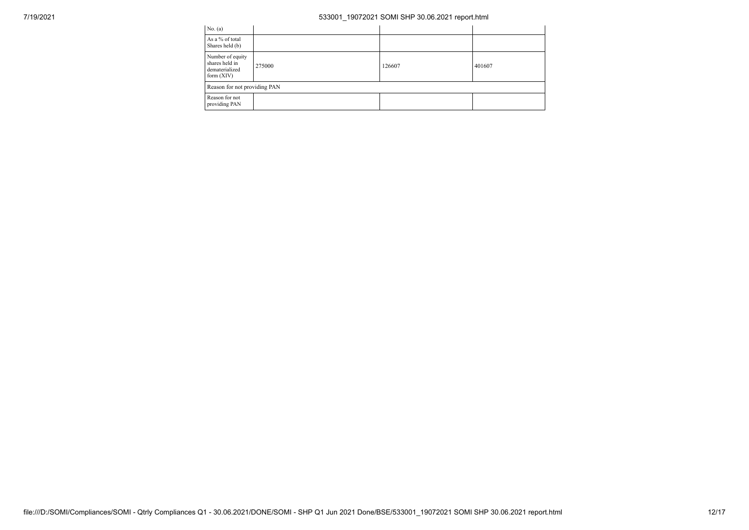| No. (a) | | | |
|---|---|---|---|
| As a % of total Shares held (b) | | | |
| Number of equity shares held in dematerialized form (XIV) | 275000 | 126607 | 401607 |
| Reason for not providing PAN | | | |
| Reason for not providing PAN | | | |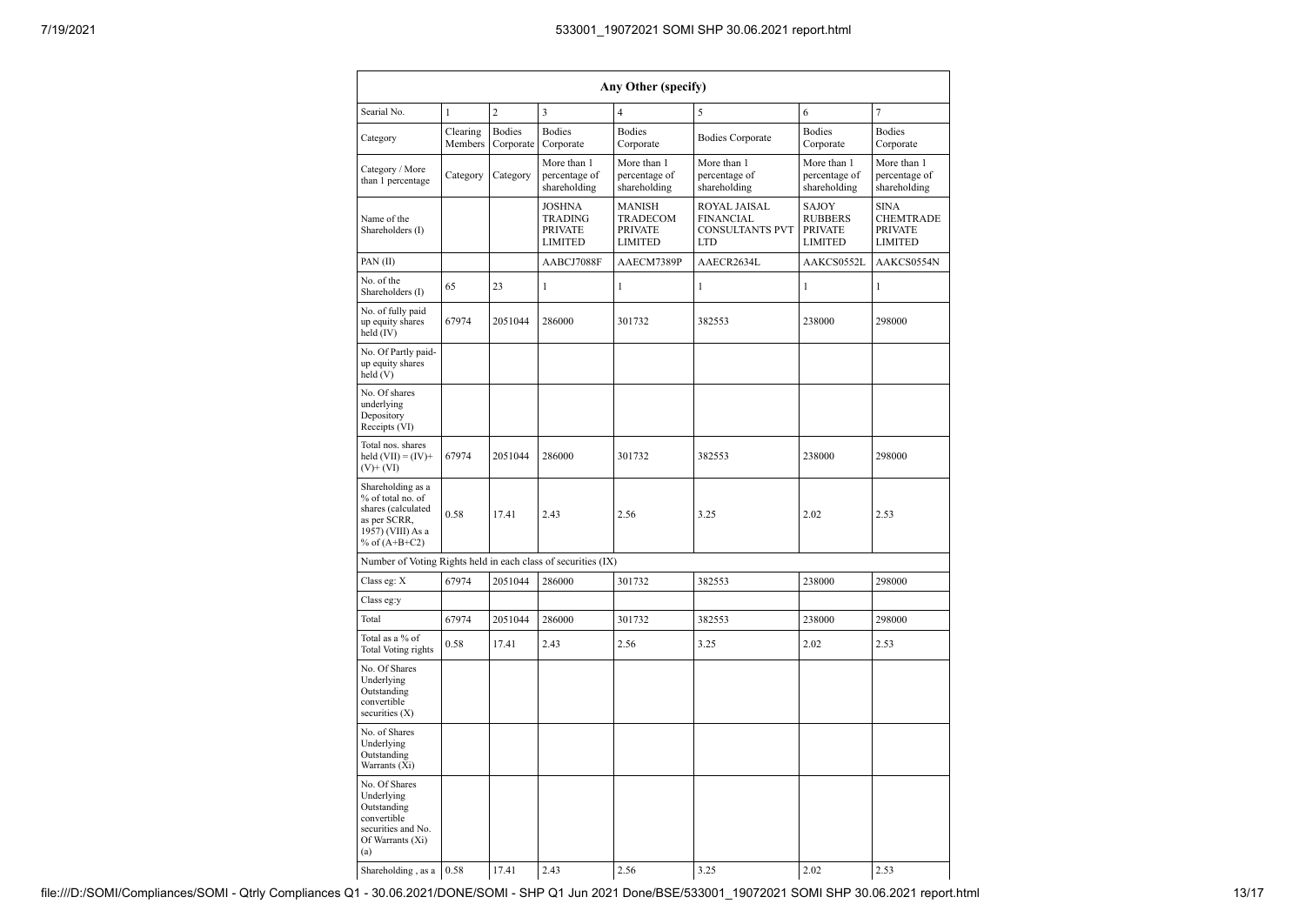| Any Other (specify) | | | | | | | |
|---|---|---|---|---|---|---|---|
| Searial No. | 1 | 2 | 3 | 4 | 5 | 6 | 7 |
| Category | Clearing Members | Bodies Corporate | Bodies Corporate | Bodies Corporate | Bodies Corporate | Bodies Corporate | Bodies Corporate |
| Category / More than 1 percentage | Category | Category | More than 1 percentage of shareholding | More than 1 percentage of shareholding | More than 1 percentage of shareholding | More than 1 percentage of shareholding | More than 1 percentage of shareholding |
| Name of the Shareholders (I) | | | JOSHNA TRADING PRIVATE LIMITED | MANISH TRADECOM PRIVATE LIMITED | ROYAL JAISAL FINANCIAL CONSULTANTS PVT LTD | SAJOY RUBBERS PRIVATE LIMITED | SINA CHEMTRADE PRIVATE LIMITED |
| PAN (II) | | | AABCJ7088F | AAECM7389P | AAECR2634L | AAKCS0552L | AAKCS0554N |
| No. of the Shareholders (I) | 65 | 23 | 1 | 1 | 1 | 1 | 1 |
| No. of fully paid up equity shares held (IV) | 67974 | 2051044 | 286000 | 301732 | 382553 | 238000 | 298000 |
| No. Of Partly paid-up equity shares held (V) | | | | | | | |
| No. Of shares underlying Depository Receipts (VI) | | | | | | | |
| Total nos. shares held (VII) = (IV)+ (V)+ (VI) | 67974 | 2051044 | 286000 | 301732 | 382553 | 238000 | 298000 |
| Shareholding as a % of total no. of shares (calculated as per SCRR, 1957) (VIII) As a % of (A+B+C2) | 0.58 | 17.41 | 2.43 | 2.56 | 3.25 | 2.02 | 2.53 |
| Number of Voting Rights held in each class of securities (IX) | | | | | | | |
| Class eg: X | 67974 | 2051044 | 286000 | 301732 | 382553 | 238000 | 298000 |
| Class eg:y | | | | | | | |
| Total | 67974 | 2051044 | 286000 | 301732 | 382553 | 238000 | 298000 |
| Total as a % of Total Voting rights | 0.58 | 17.41 | 2.43 | 2.56 | 3.25 | 2.02 | 2.53 |
| No. Of Shares Underlying Outstanding convertible securities (X) | | | | | | | |
| No. of Shares Underlying Outstanding Warrants (Xi) | | | | | | | |
| No. Of Shares Underlying Outstanding convertible securities and No. Of Warrants (Xi) (a) | | | | | | | |
| Shareholding , as a | 0.58 | 17.41 | 2.43 | 2.56 | 3.25 | 2.02 | 2.53 |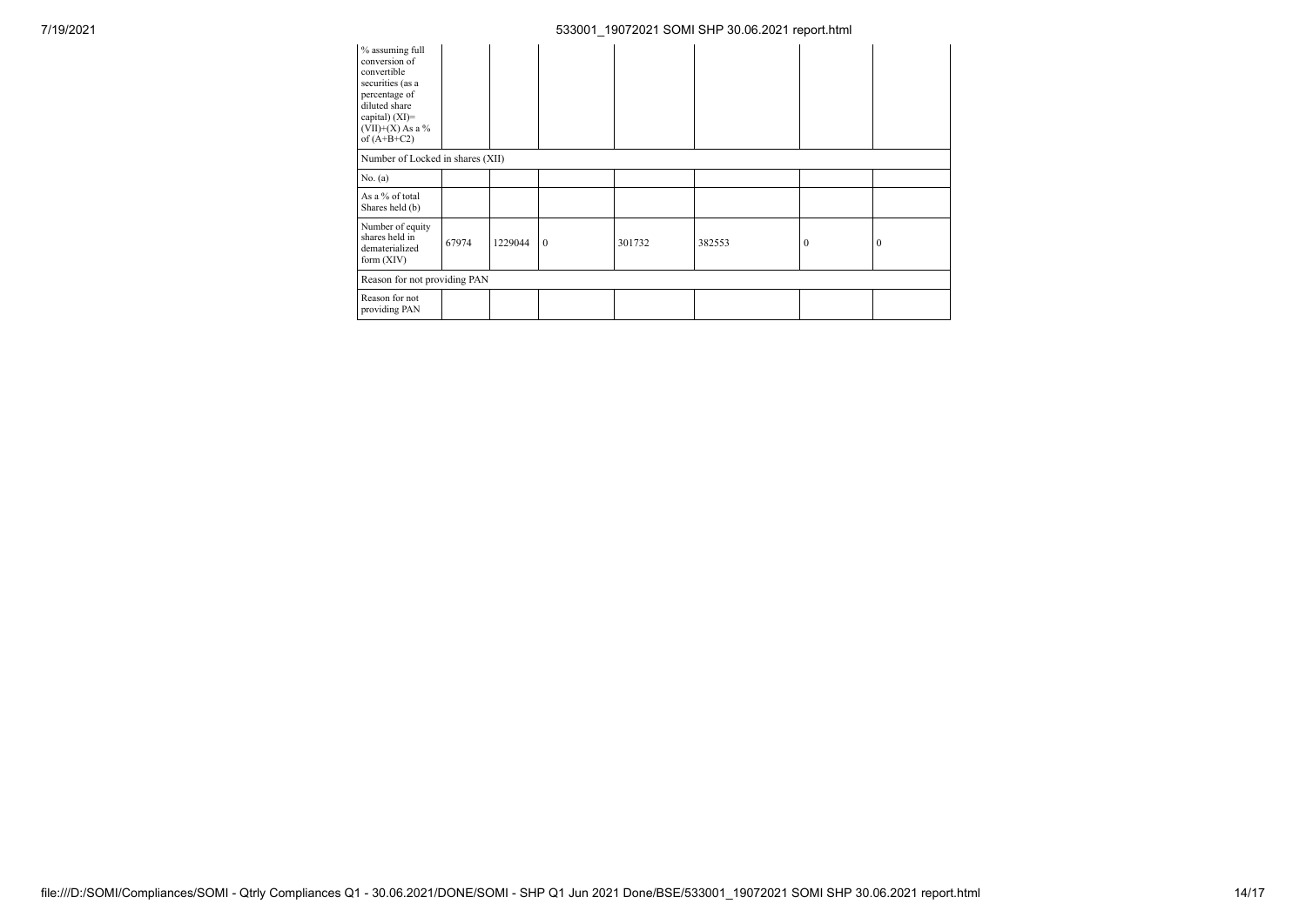| % assuming full conversion of convertible securities (as a percentage of diluted share capital) (XI)= (VII)+(X) As a % of (A+B+C2) | | | | | | | |
|---|---|---|---|---|---|---|---|
| Number of Locked in shares (XII) | | | | | | | |
| No. (a) | | | | | | | |
| As a % of total Shares held (b) | | | | | | | |
| Number of equity shares held in dematerialized form (XIV) | 67974 | 1229044 | 0 | 301732 | 382553 | 0 | 0 |
| Reason for not providing PAN | | | | | | | |
| Reason for not providing PAN | | | | | | | |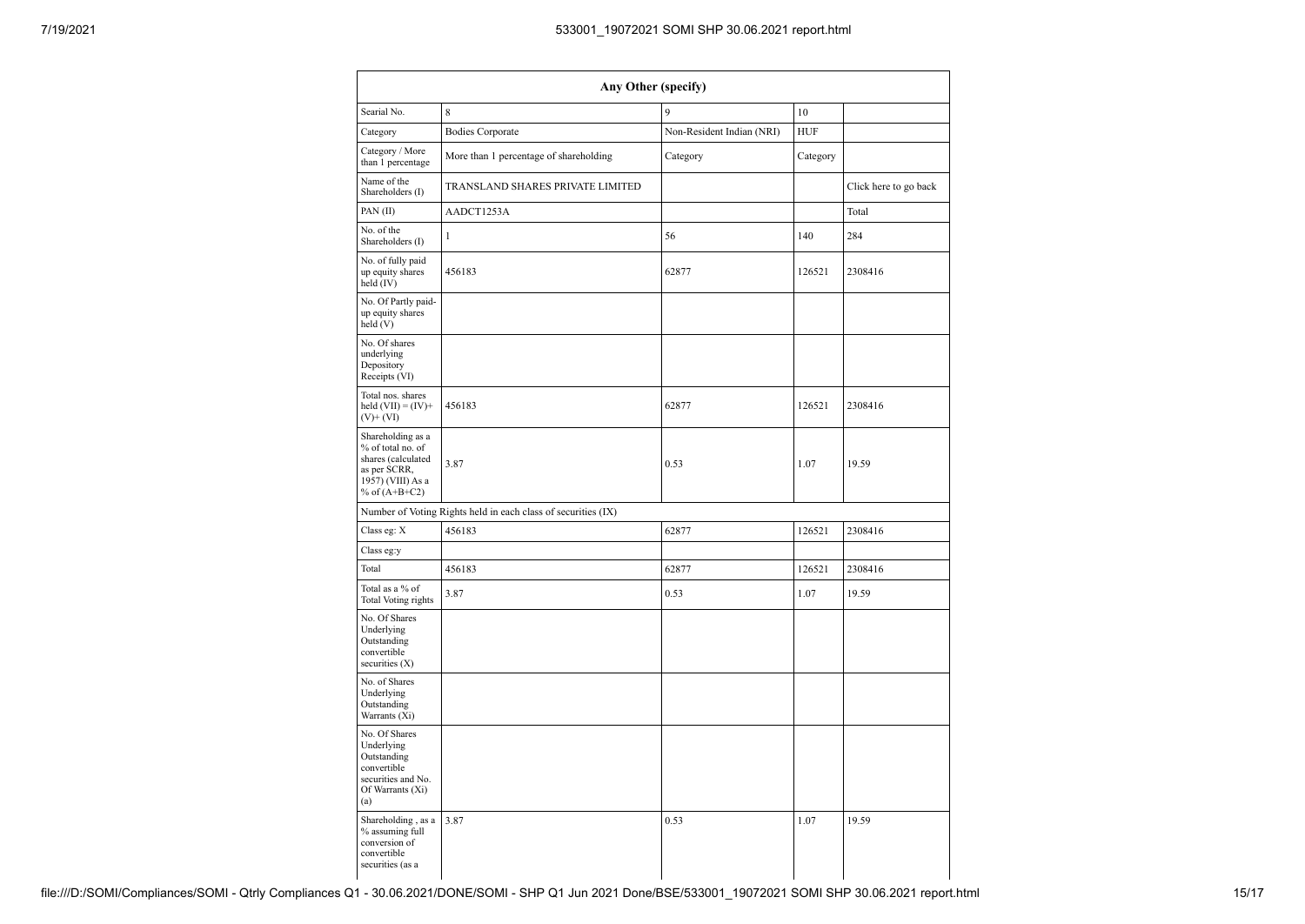| Any Other (specify) | | | | |
|---|---|---|---|---|
| Searial No. | 8 | 9 | 10 | |
| Category | Bodies Corporate | Non-Resident Indian (NRI) | HUF | |
| Category / More than 1 percentage | More than 1 percentage of shareholding | Category | Category | |
| Name of the Shareholders (I) | TRANSLAND SHARES PRIVATE LIMITED | | | Click here to go back |
| PAN (II) | AADCT1253A | | | Total |
| No. of the Shareholders (I) | 1 | 56 | 140 | 284 |
| No. of fully paid up equity shares held (IV) | 456183 | 62877 | 126521 | 2308416 |
| No. Of Partly paid-up equity shares held (V) | | | | |
| No. Of shares underlying Depository Receipts (VI) | | | | |
| Total nos. shares held (VII) = (IV)+ (V)+ (VI) | 456183 | 62877 | 126521 | 2308416 |
| Shareholding as a % of total no. of shares (calculated as per SCRR, 1957) (VIII) As a % of (A+B+C2) | 3.87 | 0.53 | 1.07 | 19.59 |
| Number of Voting Rights held in each class of securities (IX) | | | | |
| Class eg: X | 456183 | 62877 | 126521 | 2308416 |
| Class eg:y | | | | |
| Total | 456183 | 62877 | 126521 | 2308416 |
| Total as a % of Total Voting rights | 3.87 | 0.53 | 1.07 | 19.59 |
| No. Of Shares Underlying Outstanding convertible securities (X) | | | | |
| No. of Shares Underlying Outstanding Warrants (Xi) | | | | |
| No. Of Shares Underlying Outstanding convertible securities and No. Of Warrants (Xi) (a) | | | | |
| Shareholding , as a % assuming full conversion of convertible securities (as a | 3.87 | 0.53 | 1.07 | 19.59 |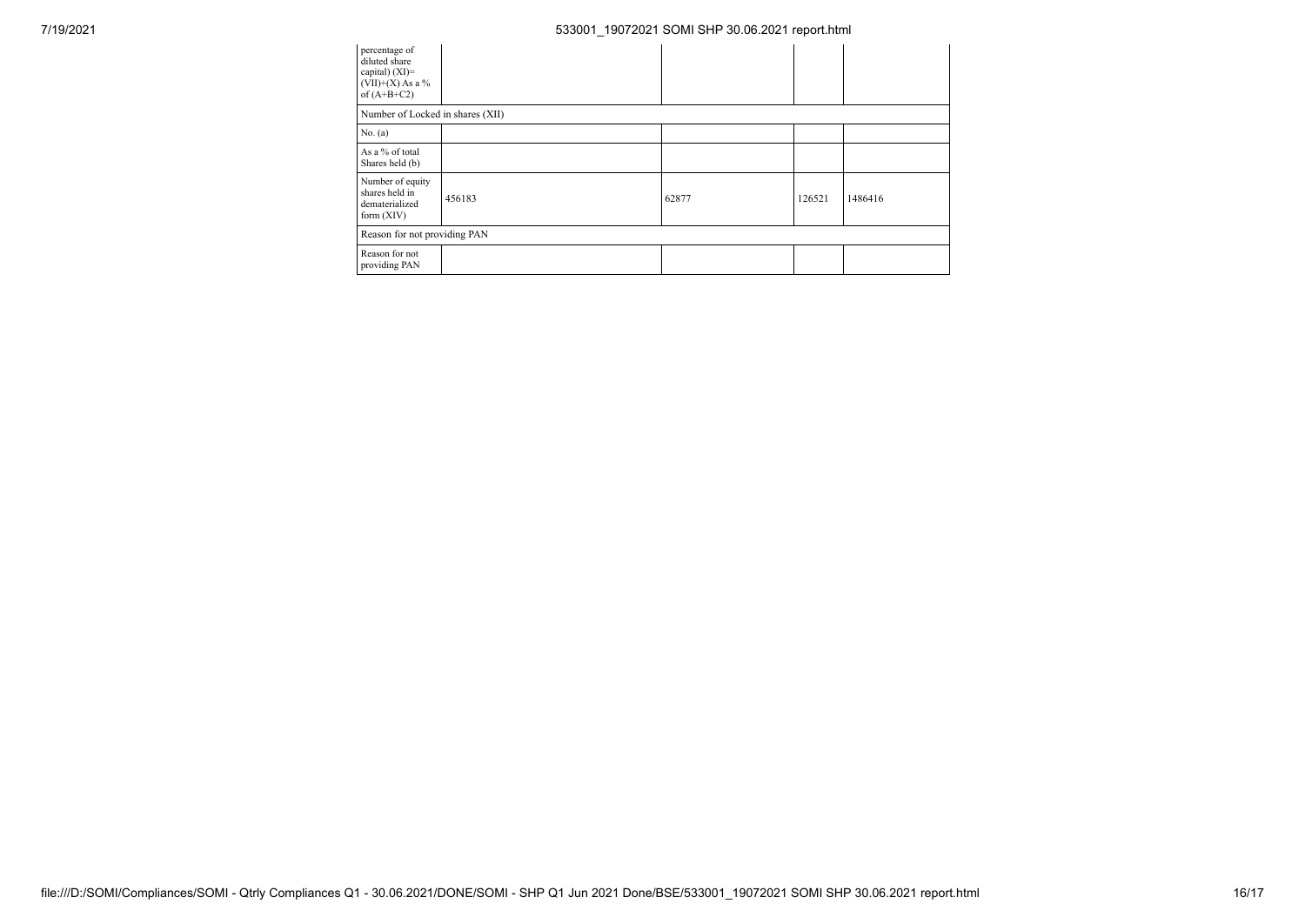| percentage of diluted share capital) (XI)= (VII)+(X) As a % of (A+B+C2) | | | | |
|---|---|---|---|---|
| Number of Locked in shares (XII) | | | | |
| No. (a) | | | | |
| As a % of total Shares held (b) | | | | |
| Number of equity shares held in dematerialized form (XIV) | 456183 | 62877 | 126521 | 1486416 |
| Reason for not providing PAN | | | | |
| Reason for not providing PAN | | | | |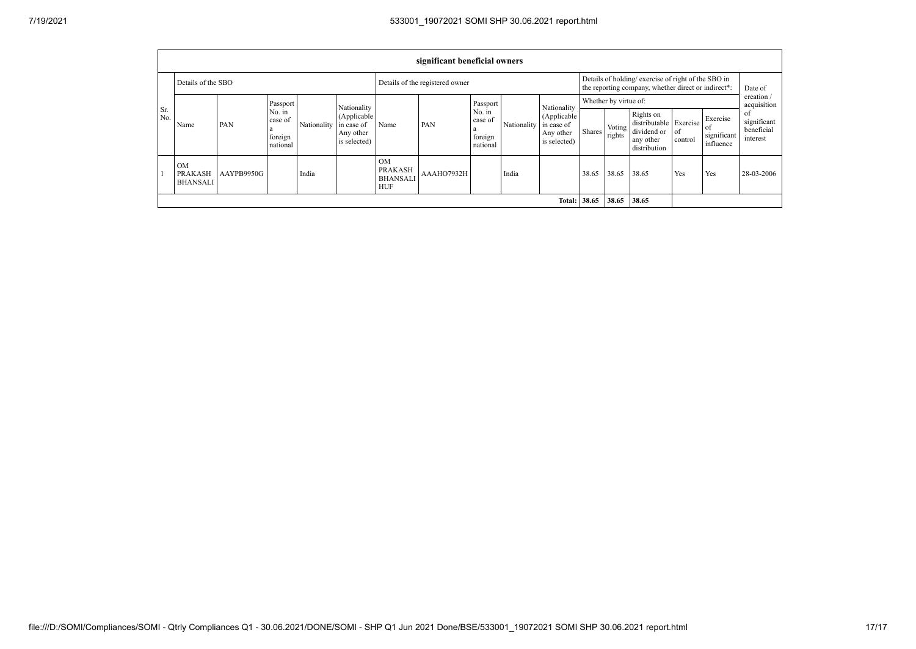| significant beneficial owners | | | | | | | | | | | | | | | | |
|---|---|---|---|---|---|---|---|---|---|---|---|---|---|---|---|---|
| Sr. No. | Details of the SBO | | | | | Details of the registered owner | | | | | Details of holding/ exercise of right of the SBO in the reporting company, whether direct or indirect*: | | | | | Date of creation / acquisition of significant beneficial interest |
| | | | | | | | | | | | Whether by virtue of: | | | | | |
| | Name | PAN | Passport No. in case of a foreign national | Nationality | Nationality (Applicable in case of Any other is selected) | Name | PAN | Passport No. in case of a foreign national | Nationality | Nationality (Applicable in case of Any other is selected) | Shares | Voting rights | Rights on distributable dividend or any other distribution | Exercise of control | Exercise of significant influence | |
| 1 | OM PRAKASH BHANSALI | AAYPB9950G | | India | | OM PRAKASH BHANSALI HUF | AAAHO7932H | | India | | 38.65 | 38.65 | 38.65 | Yes | Yes | 28-03-2006 |
| | | | | | | | | | | Total: | 38.65 | 38.65 | 38.65 | | | |